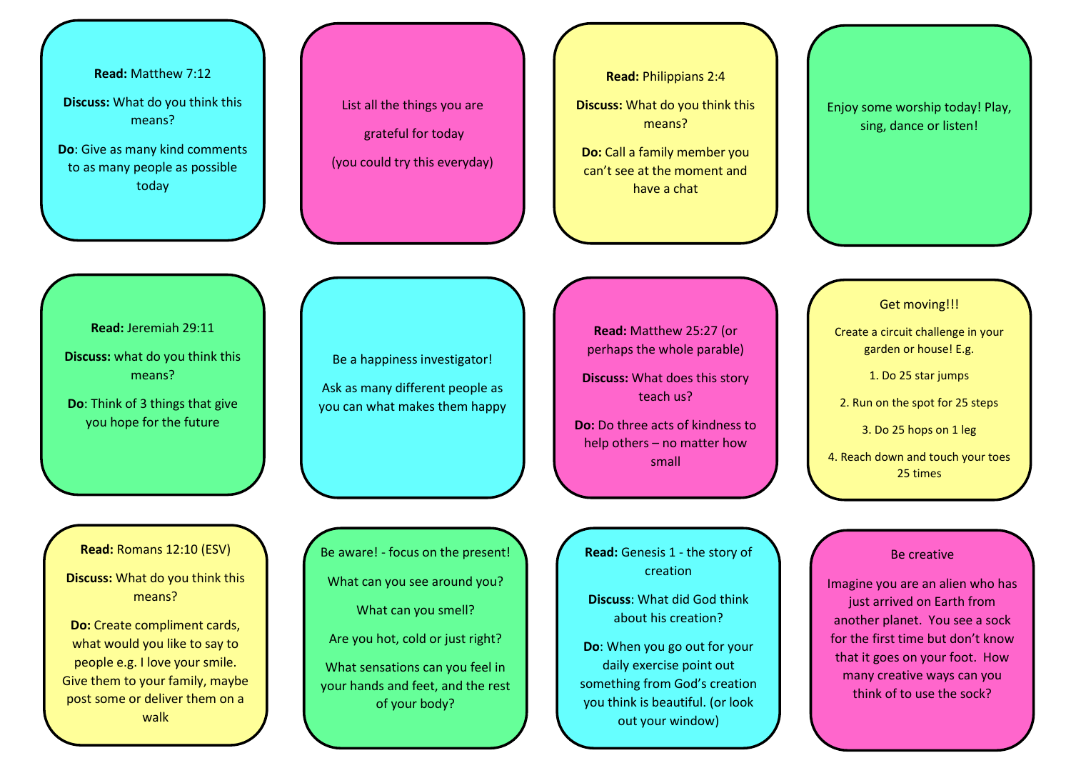**Read:** Matthew 7:12

**Discuss:** What do you think this means?

**Do**: Give as many kind comments to as many people as possible today

---

List all the things you are grateful for today

(you could try this everyday)

---

**Read:** Philippians 2:4

**Discuss:** What do you think this means?

**Do:** Call a family member you can't see at the moment and have a chat

---

Enjoy some worship today! Play, sing, dance or listen!

---

**Read:** Jeremiah 29:11

**Discuss:** what do you think this means?

**Do**: Think of 3 things that give you hope for the future

---

Be a happiness investigator!

Ask as many different people as you can what makes them happy

---

**Read:** Matthew 25:27 (or perhaps the whole parable)

**Discuss:** What does this story teach us?

**Do:** Do three acts of kindness to help others – no matter how small

---

Get moving!!!

Create a circuit challenge in your garden or house! E.g.

1. Do 25 star jumps
2. Run on the spot for 25 steps
3. Do 25 hops on 1 leg
4. Reach down and touch your toes 25 times

---

**Read:** Romans 12:10 (ESV)

**Discuss:** What do you think this means?

**Do:** Create compliment cards, what would you like to say to people e.g. I love your smile. Give them to your family, maybe post some or deliver them on a walk

---

Be aware! - focus on the present!

What can you see around you?

What can you smell?

Are you hot, cold or just right?

What sensations can you feel in your hands and feet, and the rest of your body?

---

**Read:** Genesis 1 - the story of creation

**Discuss**: What did God think about his creation?

**Do**: When you go out for your daily exercise point out something from God's creation you think is beautiful. (or look out your window)

---

Be creative

Imagine you are an alien who has just arrived on Earth from another planet. You see a sock for the first time but don't know that it goes on your foot. How many creative ways can you think of to use the sock?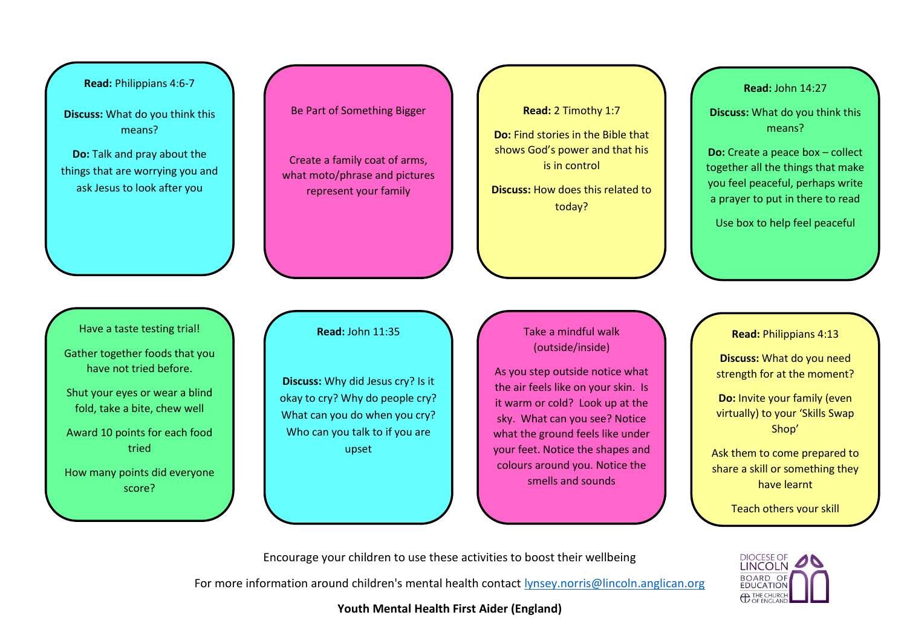**Read:** Philippians 4:6-7

**Discuss:** What do you think this means?

**Do:** Talk and pray about the things that are worrying you and ask Jesus to look after you

---

Be Part of Something Bigger

Create a family coat of arms, what moto/phrase and pictures represent your family

---

**Read:** 2 Timothy 1:7

**Do:** Find stories in the Bible that shows God's power and that his is in control

**Discuss:** How does this related to today?

---

**Read:** John 14:27

**Discuss:** What do you think this means?

**Do:** Create a peace box – collect together all the things that make you feel peaceful, perhaps write a prayer to put in there to read

Use box to help feel peaceful

---

Have a taste testing trial!

Gather together foods that you have not tried before.

Shut your eyes or wear a blind fold, take a bite, chew well

Award 10 points for each food tried

How many points did everyone score?

---

**Read:** John 11:35

**Discuss:** Why did Jesus cry? Is it okay to cry? Why do people cry? What can you do when you cry? Who can you talk to if you are upset

---

Take a mindful walk (outside/inside)

As you step outside notice what the air feels like on your skin. Is it warm or cold? Look up at the sky. What can you see? Notice what the ground feels like under your feet. Notice the shapes and colours around you. Notice the smells and sounds

---

**Read:** Philippians 4:13

**Discuss:** What do you need strength for at the moment?

**Do:** Invite your family (even virtually) to your 'Skills Swap Shop'

Ask them to come prepared to share a skill or something they have learnt

Teach others your skill

---

Encourage your children to use these activities to boost their wellbeing

For more information around children's mental health contact lynsey.norris@lincoln.anglican.org

**Youth Mental Health First Aider (England)**

DIOCESE OF LINCOLN BOARD OF EDUCATION THE CHURCH OF ENGLAND